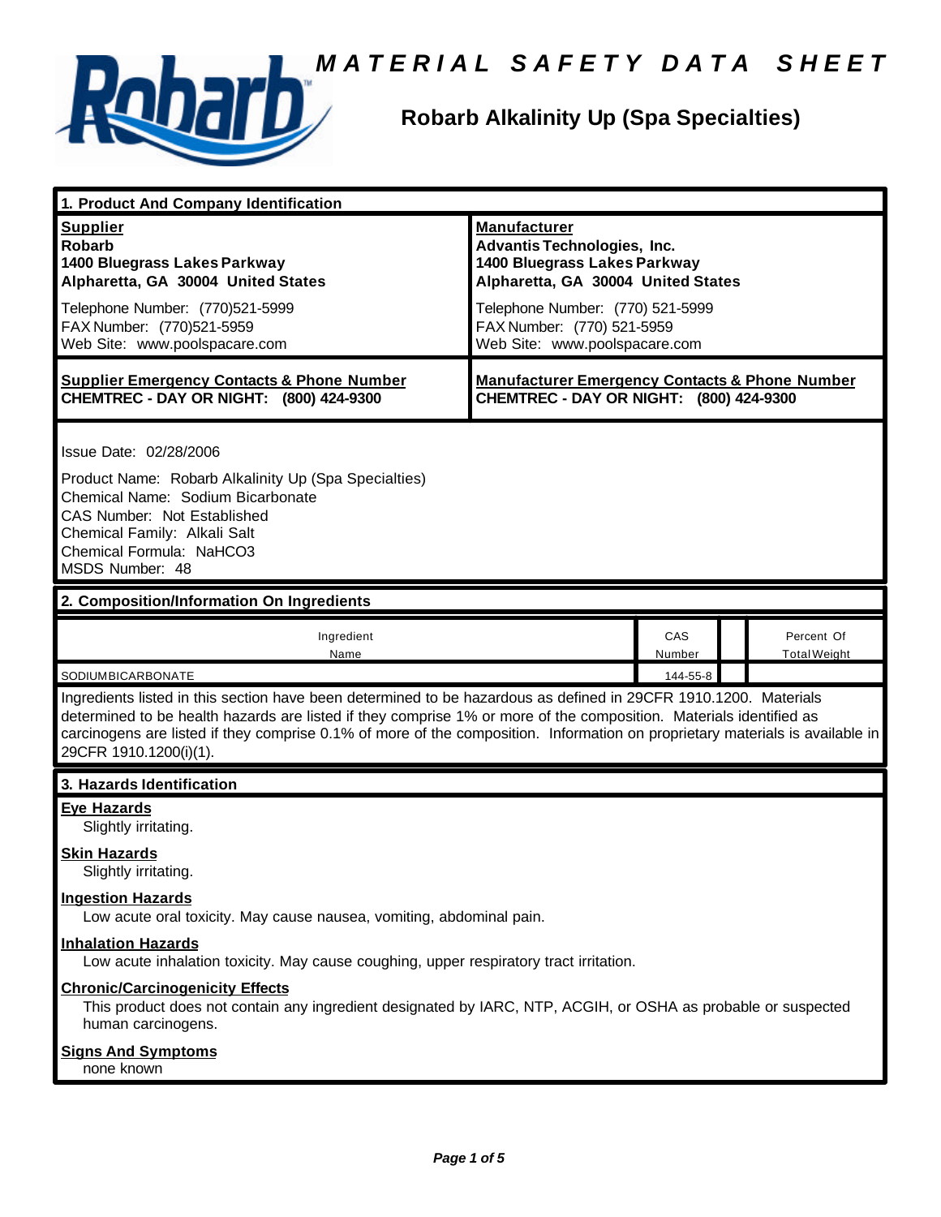# MATERIAL SAFETY DATA SHEET

## Robarb Alkalinity Up (Spa Specialties)

### 1. Product And Company Identification

| **Supplier** | **Manufacturer** |
|---|---|
| **Robarb**<br>**1400 Bluegrass Lakes Parkway**<br>**Alpharetta, GA 30004 United States** | **Advantis Technologies, Inc.**<br>**1400 Bluegrass Lakes Parkway**<br>**Alpharetta, GA 30004 United States** |
| Telephone Number: (770)521-5999<br>FAX Number: (770)521-5959<br>Web Site: www.poolspacare.com | Telephone Number: (770) 521-5999<br>FAX Number: (770) 521-5959<br>Web Site: www.poolspacare.com |
| **Supplier Emergency Contacts & Phone Number**<br>**CHEMTREC - DAY OR NIGHT: (800) 424-9300** | **Manufacturer Emergency Contacts & Phone Number**<br>**CHEMTREC - DAY OR NIGHT: (800) 424-9300** |

Issue Date: 02/28/2006

Product Name: Robarb Alkalinity Up (Spa Specialties)
Chemical Name: Sodium Bicarbonate
CAS Number: Not Established
Chemical Family: Alkali Salt
Chemical Formula: $NaHCO_3$
MSDS Number: 48

### 2. Composition/Information On Ingredients

| Ingredient Name | CAS Number | | Percent Of Total Weight |
|---|---|---|---|
| SODIUMBICARBONATE | 144-55-8 | | |

Ingredients listed in this section have been determined to be hazardous as defined in 29CFR 1910.1200. Materials determined to be health hazards are listed if they comprise 1% or more of the composition. Materials identified as carcinogens are listed if they comprise 0.1% of more of the composition. Information on proprietary materials is available in 29CFR 1910.1200(i)(1).

### 3. Hazards Identification

**Eye Hazards**
Slightly irritating.

**Skin Hazards**
Slightly irritating.

**Ingestion Hazards**
Low acute oral toxicity. May cause nausea, vomiting, abdominal pain.

**Inhalation Hazards**
Low acute inhalation toxicity. May cause coughing, upper respiratory tract irritation.

**Chronic/Carcinogenicity Effects**
This product does not contain any ingredient designated by IARC, NTP, ACGIH, or OSHA as probable or suspected human carcinogens.

**Signs And Symptoms**
none known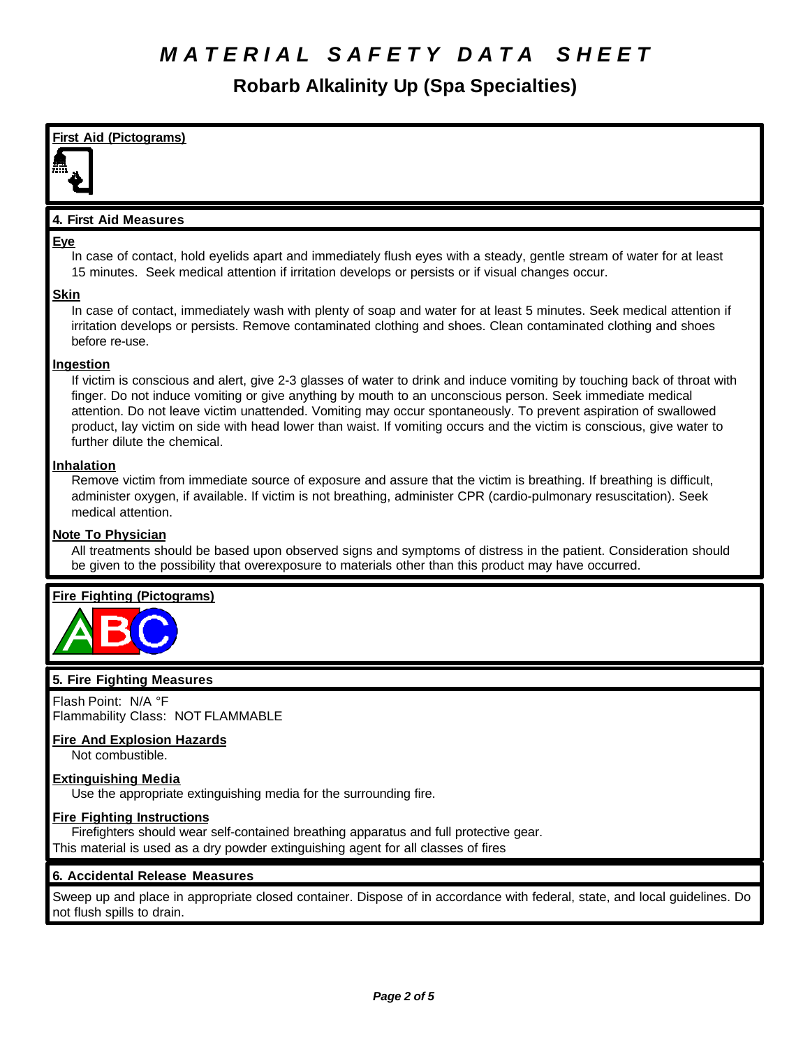# MATERIAL SAFETY DATA SHEET

## Robarb Alkalinity Up (Spa Specialties)

**First Aid (Pictograms)**

### 4. First Aid Measures

**Eye**

In case of contact, hold eyelids apart and immediately flush eyes with a steady, gentle stream of water for at least 15 minutes. Seek medical attention if irritation develops or persists or if visual changes occur.

**Skin**

In case of contact, immediately wash with plenty of soap and water for at least 5 minutes. Seek medical attention if irritation develops or persists. Remove contaminated clothing and shoes. Clean contaminated clothing and shoes before re-use.

**Ingestion**

If victim is conscious and alert, give 2-3 glasses of water to drink and induce vomiting by touching back of throat with finger. Do not induce vomiting or give anything by mouth to an unconscious person. Seek immediate medical attention. Do not leave victim unattended. Vomiting may occur spontaneously. To prevent aspiration of swallowed product, lay victim on side with head lower than waist. If vomiting occurs and the victim is conscious, give water to further dilute the chemical.

**Inhalation**

Remove victim from immediate source of exposure and assure that the victim is breathing. If breathing is difficult, administer oxygen, if available. If victim is not breathing, administer CPR (cardio-pulmonary resuscitation). Seek medical attention.

**Note To Physician**

All treatments should be based upon observed signs and symptoms of distress in the patient. Consideration should be given to the possibility that overexposure to materials other than this product may have occurred.

**Fire Fighting (Pictograms)**

### 5. Fire Fighting Measures

Flash Point: N/A °F
Flammability Class: NOT FLAMMABLE

**Fire And Explosion Hazards**

Not combustible.

**Extinguishing Media**

Use the appropriate extinguishing media for the surrounding fire.

**Fire Fighting Instructions**

Firefighters should wear self-contained breathing apparatus and full protective gear.
This material is used as a dry powder extinguishing agent for all classes of fires

### 6. Accidental Release Measures

Sweep up and place in appropriate closed container. Dispose of in accordance with federal, state, and local guidelines. Do not flush spills to drain.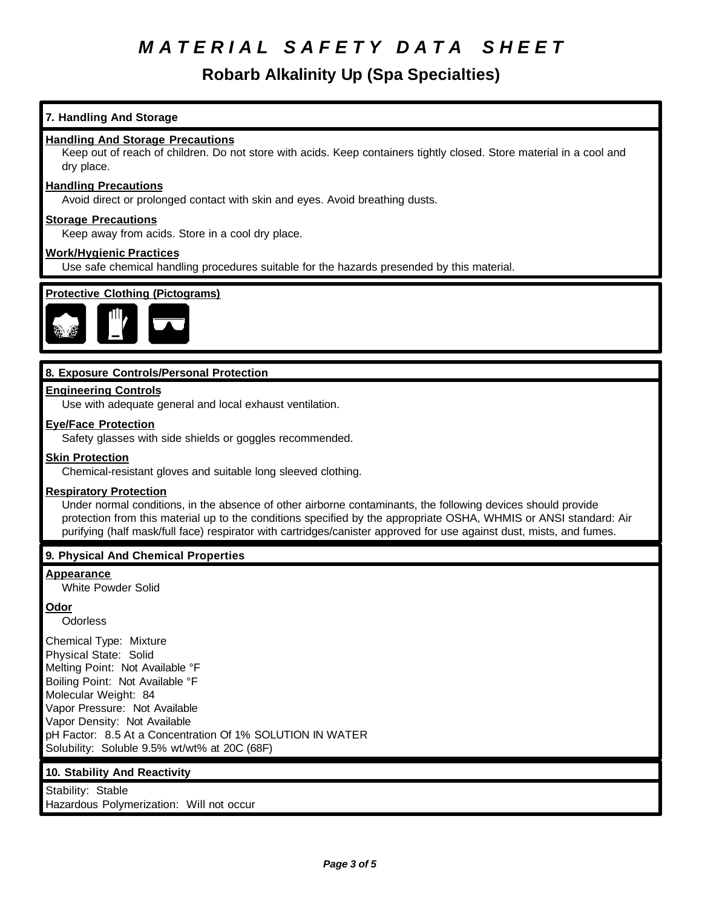# *MATERIAL SAFETY DATA SHEET*

## Robarb Alkalinity Up (Spa Specialties)

### 7. Handling And Storage

**Handling And Storage Precautions**

Keep out of reach of children. Do not store with acids. Keep containers tightly closed. Store material in a cool and dry place.

**Handling Precautions**

Avoid direct or prolonged contact with skin and eyes. Avoid breathing dusts.

**Storage Precautions**

Keep away from acids. Store in a cool dry place.

**Work/Hygienic Practices**

Use safe chemical handling procedures suitable for the hazards presended by this material.

**Protective Clothing (Pictograms)**

### 8. Exposure Controls/Personal Protection

**Engineering Controls**

Use with adequate general and local exhaust ventilation.

**Eye/Face Protection**

Safety glasses with side shields or goggles recommended.

**Skin Protection**

Chemical-resistant gloves and suitable long sleeved clothing.

**Respiratory Protection**

Under normal conditions, in the absence of other airborne contaminants, the following devices should provide protection from this material up to the conditions specified by the appropriate OSHA, WHMIS or ANSI standard: Air purifying (half mask/full face) respirator with cartridges/canister approved for use against dust, mists, and fumes.

### 9. Physical And Chemical Properties

**Appearance**

White Powder Solid

**Odor**

Odorless

Chemical Type: Mixture
Physical State: Solid
Melting Point: Not Available °F
Boiling Point: Not Available °F
Molecular Weight: 84
Vapor Pressure: Not Available
Vapor Density: Not Available
pH Factor: 8.5 At a Concentration Of 1% SOLUTION IN WATER
Solubility: Soluble 9.5% wt/wt% at 20C (68F)

### 10. Stability And Reactivity

Stability: Stable
Hazardous Polymerization: Will not occur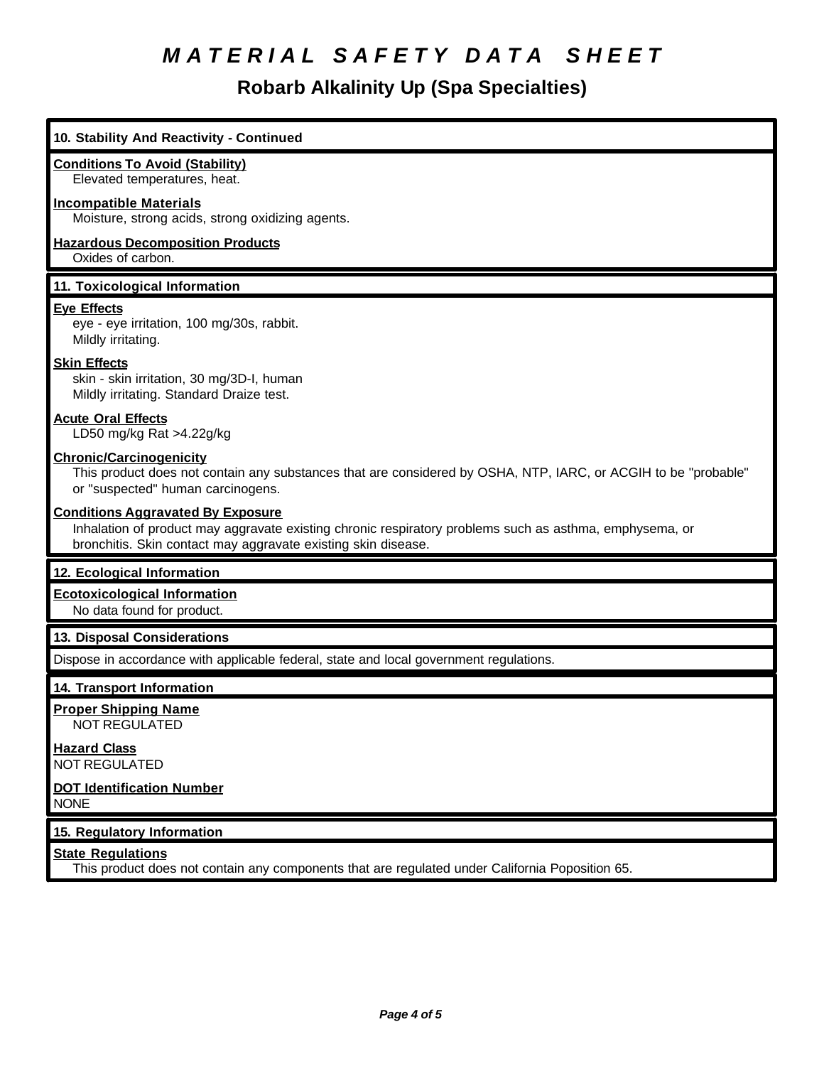# MATERIAL SAFETY DATA SHEET

## Robarb Alkalinity Up (Spa Specialties)

### 10. Stability And Reactivity - Continued

**Conditions To Avoid (Stability)**
Elevated temperatures, heat.

**Incompatible Materials**
Moisture, strong acids, strong oxidizing agents.

**Hazardous Decomposition Products**
Oxides of carbon.

### 11. Toxicological Information

**Eye Effects**
eye - eye irritation, 100 mg/30s, rabbit.
Mildly irritating.

**Skin Effects**
skin - skin irritation, 30 mg/3D-I, human
Mildly irritating. Standard Draize test.

**Acute Oral Effects**
LD50 mg/kg Rat >4.22g/kg

**Chronic/Carcinogenicity**
This product does not contain any substances that are considered by OSHA, NTP, IARC, or ACGIH to be "probable" or "suspected" human carcinogens.

**Conditions Aggravated By Exposure**
Inhalation of product may aggravate existing chronic respiratory problems such as asthma, emphysema, or bronchitis. Skin contact may aggravate existing skin disease.

### 12. Ecological Information

**Ecotoxicological Information**
No data found for product.

### 13. Disposal Considerations

Dispose in accordance with applicable federal, state and local government regulations.

### 14. Transport Information

**Proper Shipping Name**
NOT REGULATED

**Hazard Class**
NOT REGULATED

**DOT Identification Number**
NONE

### 15. Regulatory Information

**State Regulations**
This product does not contain any components that are regulated under California Poposition 65.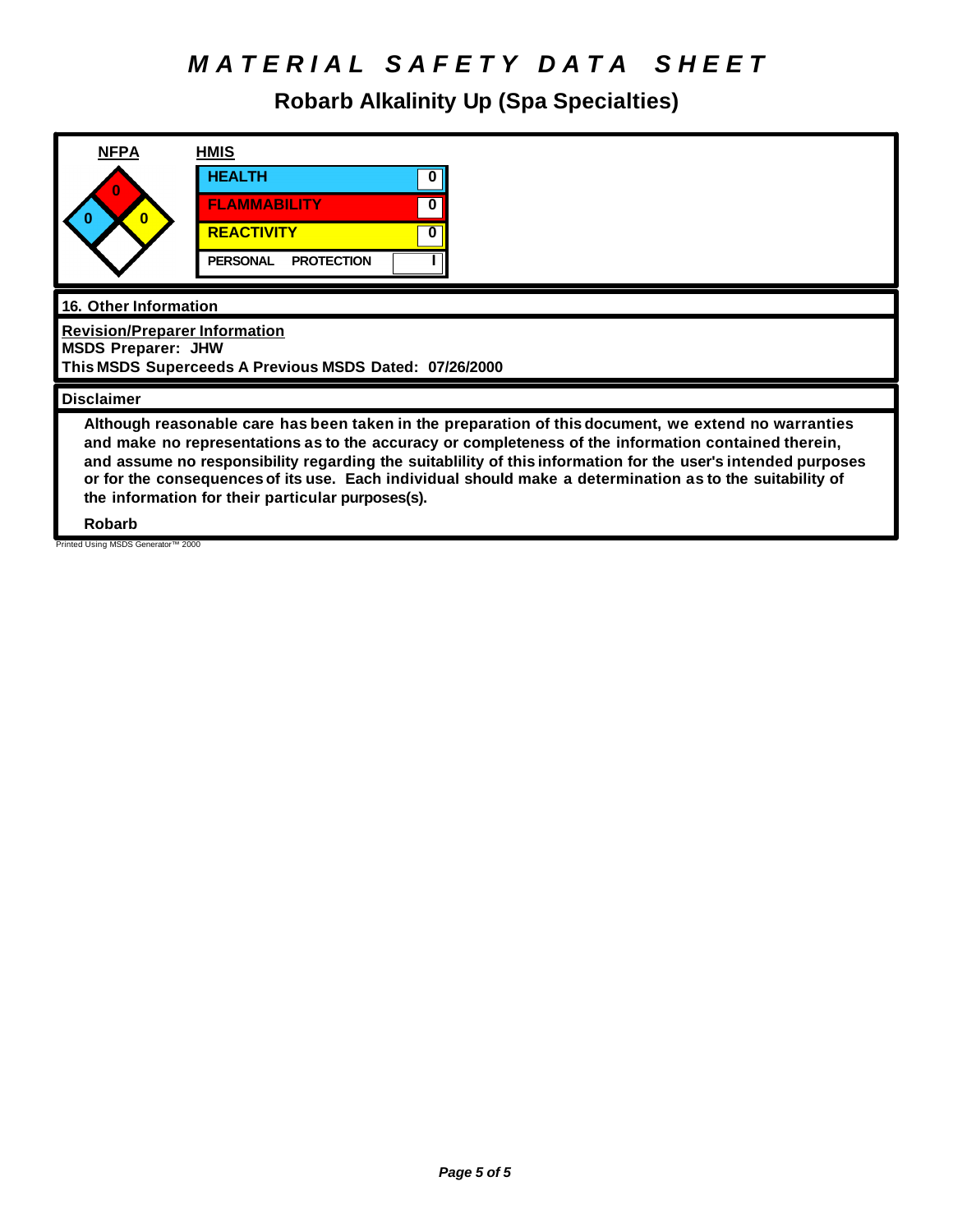# MATERIAL SAFETY DATA SHEET

## Robarb Alkalinity Up (Spa Specialties)

**NFPA**

0
0 0

**HMIS**

| | |
|---|---|
| HEALTH | 0 |
| FLAMMABILITY | 0 |
| REACTIVITY | 0 |
| PERSONAL PROTECTION | I |

### 16. Other Information

**Revision/Preparer Information**
**MSDS Preparer: JHW**
**This MSDS Superceeds A Previous MSDS Dated: 07/26/2000**

### Disclaimer

**Although reasonable care has been taken in the preparation of this document, we extend no warranties and make no representations as to the accuracy or completeness of the information contained therein, and assume no responsibility regarding the suitablility of this information for the user's intended purposes or for the consequences of its use. Each individual should make a determination as to the suitability of the information for their particular purposes(s).**

**Robarb**

Printed Using MSDS Generator™ 2000